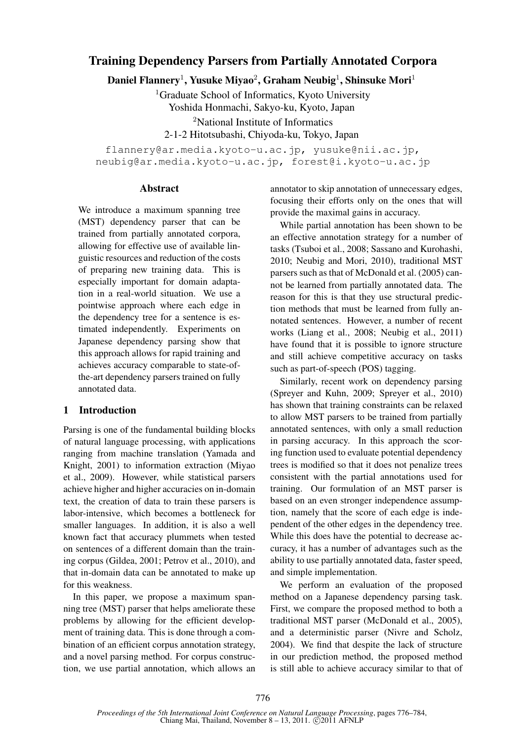# Training Dependency Parsers from Partially Annotated Corpora

**Daniel Flannery**[1], **Yusuke Miyao**[2], **Graham Neubig**[1], **Shinsuke Mori**[1]

[1]Graduate School of Informatics, Kyoto University
Yoshida Honmachi, Sakyo-ku, Kyoto, Japan

[2]National Institute of Informatics
2-1-2 Hitotsubashi, Chiyoda-ku, Tokyo, Japan

flannery@ar.media.kyoto-u.ac.jp, yusuke@nii.ac.jp,
neubig@ar.media.kyoto-u.ac.jp, forest@i.kyoto-u.ac.jp

## Abstract

We introduce a maximum spanning tree (MST) dependency parser that can be trained from partially annotated corpora, allowing for effective use of available linguistic resources and reduction of the costs of preparing new training data. This is especially important for domain adaptation in a real-world situation. We use a pointwise approach where each edge in the dependency tree for a sentence is estimated independently. Experiments on Japanese dependency parsing show that this approach allows for rapid training and achieves accuracy comparable to state-of-the-art dependency parsers trained on fully annotated data.

## 1 Introduction

Parsing is one of the fundamental building blocks of natural language processing, with applications ranging from machine translation (Yamada and Knight, 2001) to information extraction (Miyao et al., 2009). However, while statistical parsers achieve higher and higher accuracies on in-domain text, the creation of data to train these parsers is labor-intensive, which becomes a bottleneck for smaller languages. In addition, it is also a well known fact that accuracy plummets when tested on sentences of a different domain than the training corpus (Gildea, 2001; Petrov et al., 2010), and that in-domain data can be annotated to make up for this weakness.

In this paper, we propose a maximum spanning tree (MST) parser that helps ameliorate these problems by allowing for the efficient development of training data. This is done through a combination of an efficient corpus annotation strategy, and a novel parsing method. For corpus construction, we use partial annotation, which allows an annotator to skip annotation of unnecessary edges, focusing their efforts only on the ones that will provide the maximal gains in accuracy.

While partial annotation has been shown to be an effective annotation strategy for a number of tasks (Tsuboi et al., 2008; Sassano and Kurohashi, 2010; Neubig and Mori, 2010), traditional MST parsers such as that of McDonald et al. (2005) cannot be learned from partially annotated data. The reason for this is that they use structural prediction methods that must be learned from fully annotated sentences. However, a number of recent works (Liang et al., 2008; Neubig et al., 2011) have found that it is possible to ignore structure and still achieve competitive accuracy on tasks such as part-of-speech (POS) tagging.

Similarly, recent work on dependency parsing (Spreyer and Kuhn, 2009; Spreyer et al., 2010) has shown that training constraints can be relaxed to allow MST parsers to be trained from partially annotated sentences, with only a small reduction in parsing accuracy. In this approach the scoring function used to evaluate potential dependency trees is modified so that it does not penalize trees consistent with the partial annotations used for training. Our formulation of an MST parser is based on an even stronger independence assumption, namely that the score of each edge is independent of the other edges in the dependency tree. While this does have the potential to decrease accuracy, it has a number of advantages such as the ability to use partially annotated data, faster speed, and simple implementation.

We perform an evaluation of the proposed method on a Japanese dependency parsing task. First, we compare the proposed method to both a traditional MST parser (McDonald et al., 2005), and a deterministic parser (Nivre and Scholz, 2004). We find that despite the lack of structure in our prediction method, the proposed method is still able to achieve accuracy similar to that of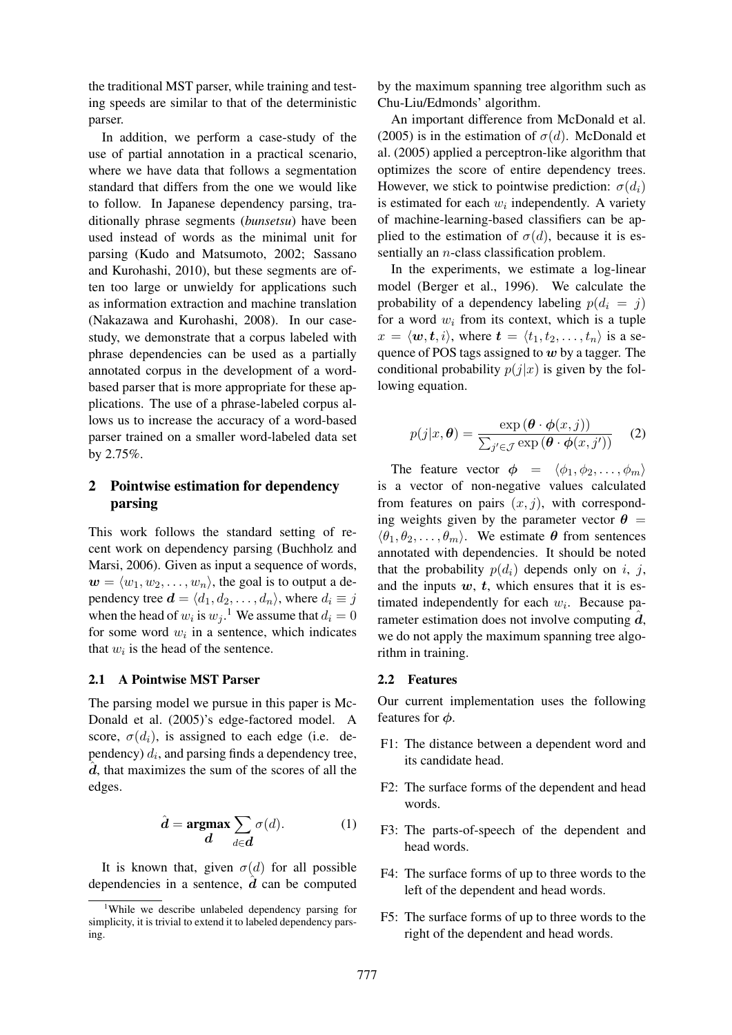the traditional MST parser, while training and testing speeds are similar to that of the deterministic parser.

In addition, we perform a case-study of the use of partial annotation in a practical scenario, where we have data that follows a segmentation standard that differs from the one we would like to follow. In Japanese dependency parsing, traditionally phrase segments (*bunsetsu*) have been used instead of words as the minimal unit for parsing (Kudo and Matsumoto, 2002; Sassano and Kurohashi, 2010), but these segments are often too large or unwieldy for applications such as information extraction and machine translation (Nakazawa and Kurohashi, 2008). In our case-study, we demonstrate that a corpus labeled with phrase dependencies can be used as a partially annotated corpus in the development of a word-based parser that is more appropriate for these applications. The use of a phrase-labeled corpus allows us to increase the accuracy of a word-based parser trained on a smaller word-labeled data set by 2.75%.

## 2 Pointwise estimation for dependency parsing

This work follows the standard setting of recent work on dependency parsing (Buchholz and Marsi, 2006). Given as input a sequence of words, $\boldsymbol{w} = \langle w_1, w_2, \ldots, w_n \rangle$, the goal is to output a dependency tree $\boldsymbol{d} = \langle d_1, d_2, \ldots, d_n \rangle$, where $d_i \equiv j$ when the head of $w_i$ is $w_j$.[1] We assume that $d_i = 0$ for some word $w_i$ in a sentence, which indicates that $w_i$ is the head of the sentence.

### 2.1 A Pointwise MST Parser

The parsing model we pursue in this paper is McDonald et al. (2005)'s edge-factored model. A score, $\sigma(d_i)$, is assigned to each edge (i.e. dependency) $d_i$, and parsing finds a dependency tree, $\hat{\boldsymbol{d}}$, that maximizes the sum of the scores of all the edges.

$$\hat{\boldsymbol{d}} = \mathop{\mathbf{argmax}}_{\boldsymbol{d}} \sum_{d \in \boldsymbol{d}} \sigma(d). \tag{1}$$

It is known that, given $\sigma(d)$ for all possible dependencies in a sentence, $\hat{\boldsymbol{d}}$ can be computed by the maximum spanning tree algorithm such as Chu-Liu/Edmonds' algorithm.

An important difference from McDonald et al. (2005) is in the estimation of $\sigma(d)$. McDonald et al. (2005) applied a perceptron-like algorithm that optimizes the score of entire dependency trees. However, we stick to pointwise prediction: $\sigma(d_i)$ is estimated for each $w_i$ independently. A variety of machine-learning-based classifiers can be applied to the estimation of $\sigma(d)$, because it is essentially an $n$-class classification problem.

In the experiments, we estimate a log-linear model (Berger et al., 1996). We calculate the probability of a dependency labeling $p(d_i = j)$ for a word $w_i$ from its context, which is a tuple $x = \langle \boldsymbol{w}, \boldsymbol{t}, i \rangle$, where $\boldsymbol{t} = \langle t_1, t_2, \ldots, t_n \rangle$ is a sequence of POS tags assigned to $\boldsymbol{w}$ by a tagger. The conditional probability $p(j|x)$ is given by the following equation.

$$p(j|x, \boldsymbol{\theta}) = \frac{\exp\left(\boldsymbol{\theta} \cdot \boldsymbol{\phi}(x, j)\right)}{\sum_{j' \in \mathcal{J}} \exp\left(\boldsymbol{\theta} \cdot \boldsymbol{\phi}(x, j')\right)} \tag{2}$$

The feature vector $\boldsymbol{\phi} = \langle \phi_1, \phi_2, \ldots, \phi_m \rangle$ is a vector of non-negative values calculated from features on pairs $(x, j)$, with corresponding weights given by the parameter vector $\boldsymbol{\theta} = \langle \theta_1, \theta_2, \ldots, \theta_m \rangle$. We estimate $\boldsymbol{\theta}$ from sentences annotated with dependencies. It should be noted that the probability $p(d_i)$ depends only on $i$, $j$, and the inputs $\boldsymbol{w}$, $\boldsymbol{t}$, which ensures that it is estimated independently for each $w_i$. Because parameter estimation does not involve computing $\hat{\boldsymbol{d}}$, we do not apply the maximum spanning tree algorithm in training.

### 2.2 Features

Our current implementation uses the following features for $\boldsymbol{\phi}$.

- F1: The distance between a dependent word and its candidate head.
- F2: The surface forms of the dependent and head words.
- F3: The parts-of-speech of the dependent and head words.
- F4: The surface forms of up to three words to the left of the dependent and head words.
- F5: The surface forms of up to three words to the right of the dependent and head words.

[1] While we describe unlabeled dependency parsing for simplicity, it is trivial to extend it to labeled dependency parsing.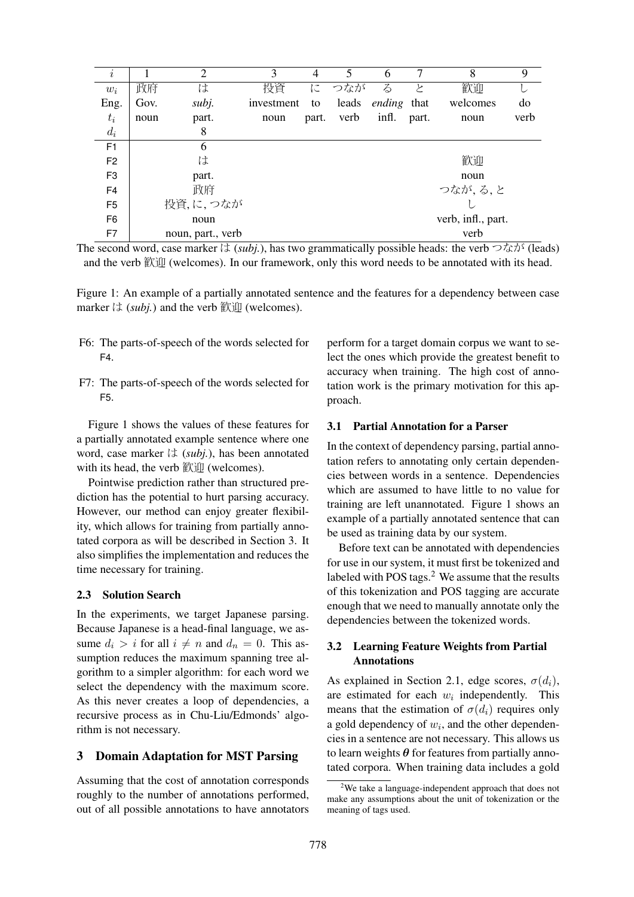| $i$ | 1 | 2 | 3 | 4 | 5 | 6 | 7 | 8 | 9 |
|---|---|---|---|---|---|---|---|---|---|
| $w_i$ | 政府 | は | 投資 | に | つなが | る | と | 歓迎 | し |
| Eng. | Gov. | *subj.* | investment | to | leads | *ending* | that | welcomes | do |
| $t_i$ | noun | part. | noun | part. | verb | infl. | part. | noun | verb |
| $d_i$ | | 8 | | | | | | | |
| F1 | | 6 | | | | | | | |
| F2 | | は | | | | | | 歓迎 | |
| F3 | | part. | | | | | | noun | |
| F4 | | 政府 | | | | | | つなが, る, と | |
| F5 | | 投資, に, つなが | | | | | | し | |
| F6 | | noun | | | | | | verb, infl., part. | |
| F7 | | noun, part., verb | | | | | | verb | |

The second word, case marker は (*subj.*), has two grammatically possible heads: the verb つなが (leads) and the verb 歓迎 (welcomes). In our framework, only this word needs to be annotated with its head.

Figure 1: An example of a partially annotated sentence and the features for a dependency between case marker は (*subj.*) and the verb 歓迎 (welcomes).

F6: The parts-of-speech of the words selected for F4.

F7: The parts-of-speech of the words selected for F5.

Figure 1 shows the values of these features for a partially annotated example sentence where one word, case marker は (*subj.*), has been annotated with its head, the verb 歓迎 (welcomes).

Pointwise prediction rather than structured prediction has the potential to hurt parsing accuracy. However, our method can enjoy greater flexibility, which allows for training from partially annotated corpora as will be described in Section 3. It also simplifies the implementation and reduces the time necessary for training.

### 2.3 Solution Search

In the experiments, we target Japanese parsing. Because Japanese is a head-final language, we assume $d_i > i$ for all $i \neq n$ and $d_n = 0$. This assumption reduces the maximum spanning tree algorithm to a simpler algorithm: for each word we select the dependency with the maximum score. As this never creates a loop of dependencies, a recursive process as in Chu-Liu/Edmonds' algorithm is not necessary.

## 3 Domain Adaptation for MST Parsing

Assuming that the cost of annotation corresponds roughly to the number of annotations performed, out of all possible annotations to have annotators perform for a target domain corpus we want to select the ones which provide the greatest benefit to accuracy when training. The high cost of annotation work is the primary motivation for this approach.

### 3.1 Partial Annotation for a Parser

In the context of dependency parsing, partial annotation refers to annotating only certain dependencies between words in a sentence. Dependencies which are assumed to have little to no value for training are left unannotated. Figure 1 shows an example of a partially annotated sentence that can be used as training data by our system.

Before text can be annotated with dependencies for use in our system, it must first be tokenized and labeled with POS tags.[2] We assume that the results of this tokenization and POS tagging are accurate enough that we need to manually annotate only the dependencies between the tokenized words.

### 3.2 Learning Feature Weights from Partial Annotations

As explained in Section 2.1, edge scores, $\sigma(d_i)$, are estimated for each $w_i$ independently. This means that the estimation of $\sigma(d_i)$ requires only a gold dependency of $w_i$, and the other dependencies in a sentence are not necessary. This allows us to learn weights $\boldsymbol{\theta}$ for features from partially annotated corpora. When training data includes a gold

[2] We take a language-independent approach that does not make any assumptions about the unit of tokenization or the meaning of tags used.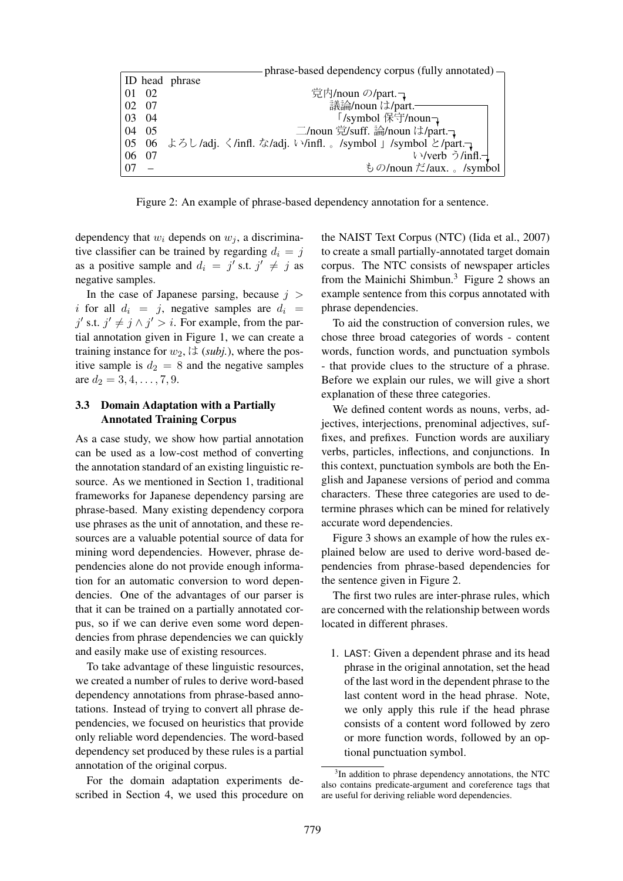| ID | head | phrase |
|---|---|---|
| 01 | 02 | 党内/noun の/part. |
| 02 | 07 | 議論/noun は/part. |
| 03 | 04 | 「/symbol 保守/noun |
| 04 | 05 | 二/noun 党/suff. 論/noun は/part. |
| 05 | 06 | よろし/adj. く/infl. な/adj. い/infl. 。/symbol 」/symbol と/part. |
| 06 | 07 | い/verb う/infl. |
| 07 | – | もの/noun だ/aux. 。/symbol |

phrase-based dependency corpus (fully annotated)

Figure 2: An example of phrase-based dependency annotation for a sentence.

dependency that $w_i$ depends on $w_j$, a discriminative classifier can be trained by regarding $d_i = j$ as a positive sample and $d_i = j'$ s.t. $j' \neq j$ as negative samples.

In the case of Japanese parsing, because $j > i$ for all $d_i = j$, negative samples are $d_i = j'$ s.t. $j' \neq j \wedge j' > i$. For example, from the partial annotation given in Figure 1, we can create a training instance for $w_2$, は (*subj.*), where the positive sample is $d_2 = 8$ and the negative samples are $d_2 = 3, 4, \ldots, 7, 9$.

### 3.3 Domain Adaptation with a Partially Annotated Training Corpus

As a case study, we show how partial annotation can be used as a low-cost method of converting the annotation standard of an existing linguistic resource. As we mentioned in Section 1, traditional frameworks for Japanese dependency parsing are phrase-based. Many existing dependency corpora use phrases as the unit of annotation, and these resources are a valuable potential source of data for mining word dependencies. However, phrase dependencies alone do not provide enough information for an automatic conversion to word dependencies. One of the advantages of our parser is that it can be trained on a partially annotated corpus, so if we can derive even some word dependencies from phrase dependencies we can quickly and easily make use of existing resources.

To take advantage of these linguistic resources, we created a number of rules to derive word-based dependency annotations from phrase-based annotations. Instead of trying to convert all phrase dependencies, we focused on heuristics that provide only reliable word dependencies. The word-based dependency set produced by these rules is a partial annotation of the original corpus.

For the domain adaptation experiments described in Section 4, we used this procedure on the NAIST Text Corpus (NTC) (Iida et al., 2007) to create a small partially-annotated target domain corpus. The NTC consists of newspaper articles from the Mainichi Shimbun.[3] Figure 2 shows an example sentence from this corpus annotated with phrase dependencies.

To aid the construction of conversion rules, we chose three broad categories of words - content words, function words, and punctuation symbols - that provide clues to the structure of a phrase. Before we explain our rules, we will give a short explanation of these three categories.

We defined content words as nouns, verbs, adjectives, interjections, prenominal adjectives, suffixes, and prefixes. Function words are auxiliary verbs, particles, inflections, and conjunctions. In this context, punctuation symbols are both the English and Japanese versions of period and comma characters. These three categories are used to determine phrases which can be mined for relatively accurate word dependencies.

Figure 3 shows an example of how the rules explained below are used to derive word-based dependencies from phrase-based dependencies for the sentence given in Figure 2.

The first two rules are inter-phrase rules, which are concerned with the relationship between words located in different phrases.

1. LAST: Given a dependent phrase and its head phrase in the original annotation, set the head of the last word in the dependent phrase to the last content word in the head phrase. Note, we only apply this rule if the head phrase consists of a content word followed by zero or more function words, followed by an optional punctuation symbol.

[3] In addition to phrase dependency annotations, the NTC also contains predicate-argument and coreference tags that are useful for deriving reliable word dependencies.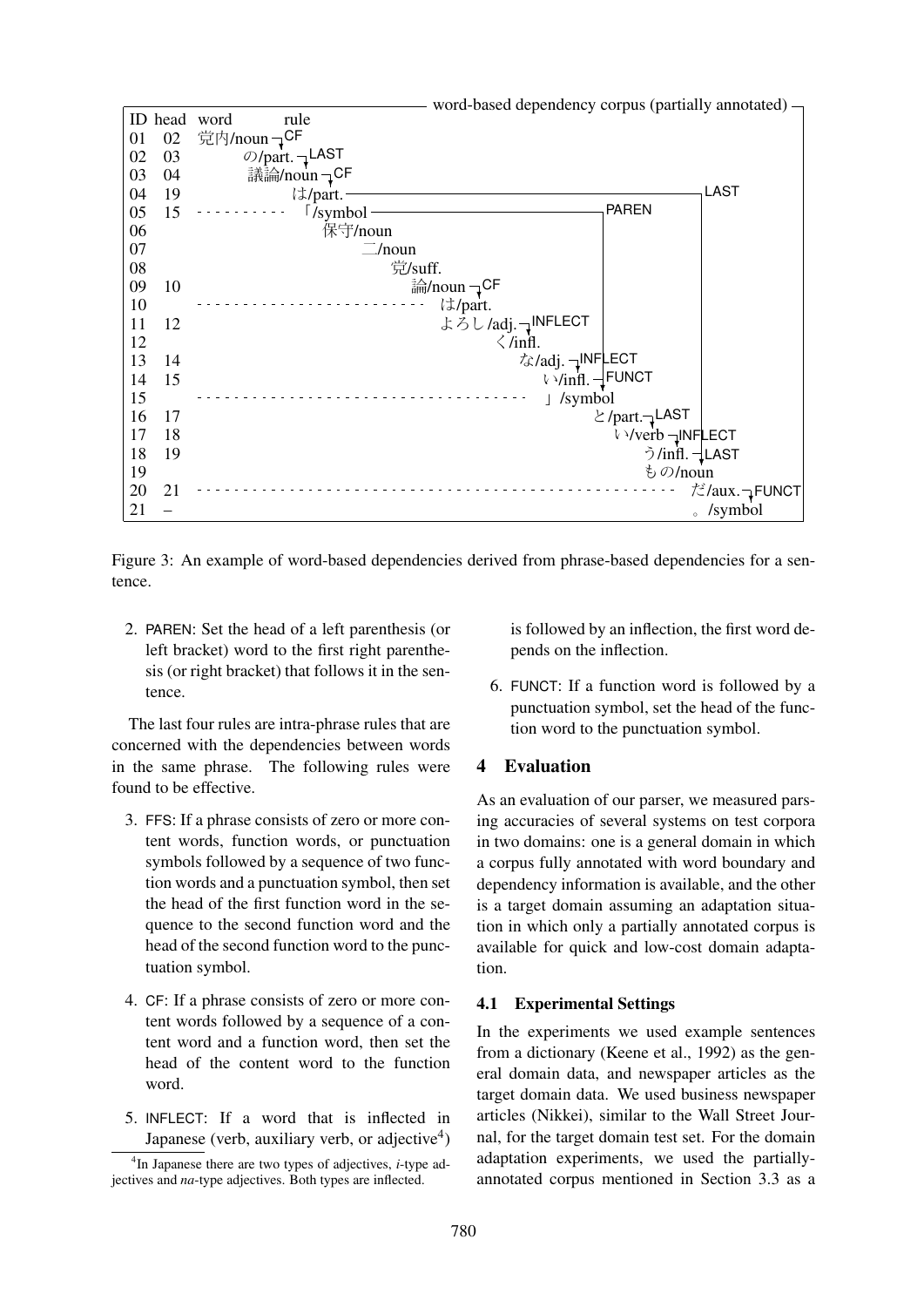word-based dependency corpus (partially annotated)

| ID | head | word | rule |
|---|---|---|---|
| 01 | 02 | 党内/noun | CF |
| 02 | 03 | の/part. | LAST |
| 03 | 04 | 議論/noun | CF |
| 04 | 19 | は/part. | LAST |
| 05 | 15 | 「/symbol | PAREN |
| 06 | | 保守/noun | |
| 07 | | 二/noun | |
| 08 | | 党/suff. | |
| 09 | 10 | 論/noun | CF |
| 10 | | は/part. | |
| 11 | 12 | よろし/adj. | INFLECT |
| 12 | | く/infl. | |
| 13 | 14 | な/adj. | INFLECT |
| 14 | 15 | い/infl. | FUNCT |
| 15 | | 」/symbol | |
| 16 | 17 | と/part. | LAST |
| 17 | 18 | い/verb | INFLECT |
| 18 | 19 | う/infl. | LAST |
| 19 | | もの/noun | |
| 20 | 21 | だ/aux. | FUNCT |
| 21 | – | 。/symbol | |

Figure 3: An example of word-based dependencies derived from phrase-based dependencies for a sentence.

2. PAREN: Set the head of a left parenthesis (or left bracket) word to the first right parenthesis (or right bracket) that follows it in the sentence.

The last four rules are intra-phrase rules that are concerned with the dependencies between words in the same phrase. The following rules were found to be effective.

3. FFS: If a phrase consists of zero or more content words, function words, or punctuation symbols followed by a sequence of two function words and a punctuation symbol, then set the head of the first function word in the sequence to the second function word and the head of the second function word to the punctuation symbol.

4. CF: If a phrase consists of zero or more content words followed by a sequence of a content word and a function word, then set the head of the content word to the function word.

5. INFLECT: If a word that is inflected in Japanese (verb, auxiliary verb, or adjective[4]) is followed by an inflection, the first word depends on the inflection.

6. FUNCT: If a function word is followed by a punctuation symbol, set the head of the function word to the punctuation symbol.

[4]In Japanese there are two types of adjectives, *i*-type adjectives and *na*-type adjectives. Both types are inflected.

## 4 Evaluation

As an evaluation of our parser, we measured parsing accuracies of several systems on test corpora in two domains: one is a general domain in which a corpus fully annotated with word boundary and dependency information is available, and the other is a target domain assuming an adaptation situation in which only a partially annotated corpus is available for quick and low-cost domain adaptation.

### 4.1 Experimental Settings

In the experiments we used example sentences from a dictionary (Keene et al., 1992) as the general domain data, and newspaper articles as the target domain data. We used business newspaper articles (Nikkei), similar to the Wall Street Journal, for the target domain test set. For the domain adaptation experiments, we used the partially-annotated corpus mentioned in Section 3.3 as a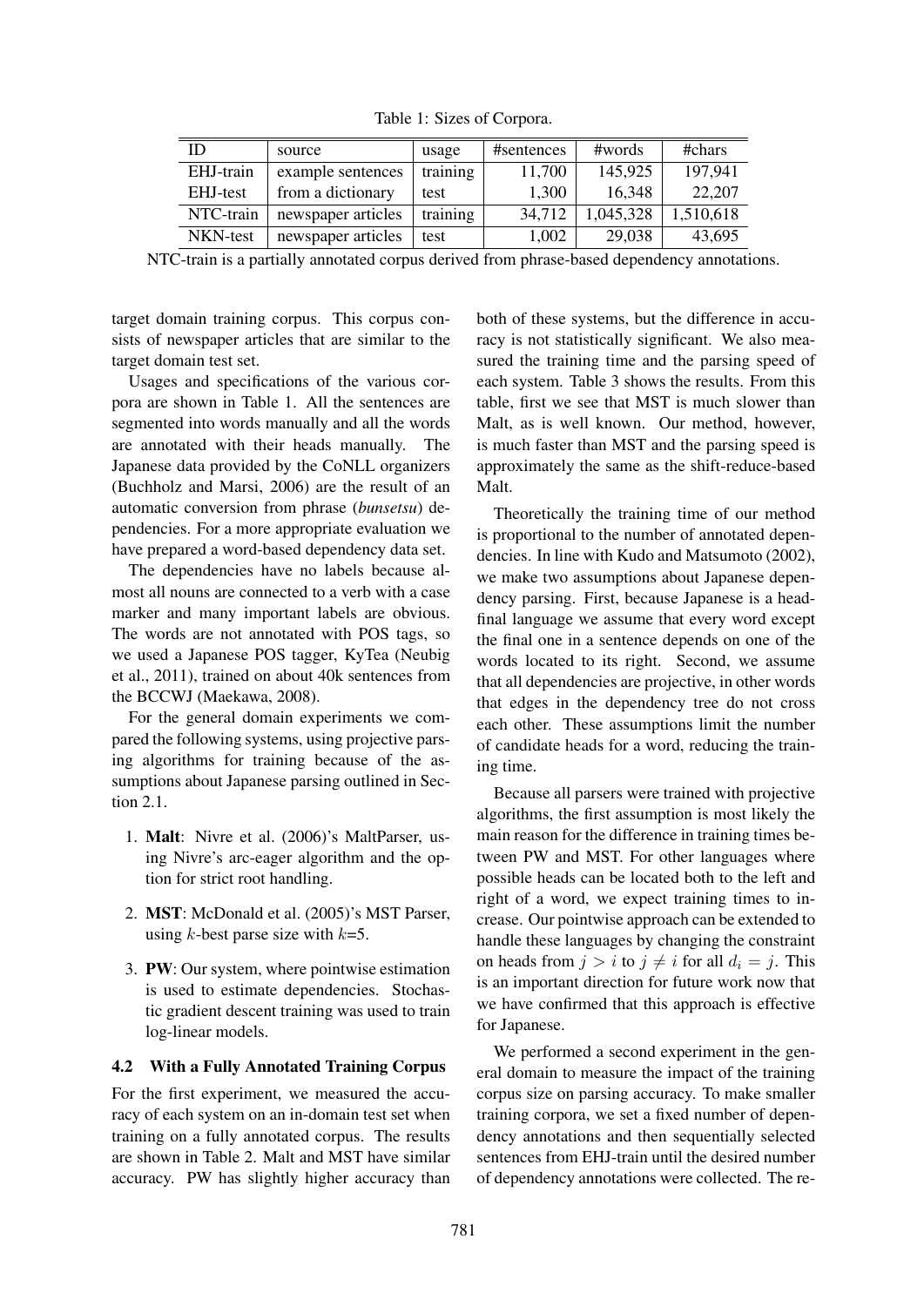Table 1: Sizes of Corpora.

| ID | source | usage | #sentences | #words | #chars |
|---|---|---|---|---|---|
| EHJ-train | example sentences | training | 11,700 | 145,925 | 197,941 |
| EHJ-test | from a dictionary | test | 1,300 | 16,348 | 22,207 |
| NTC-train | newspaper articles | training | 34,712 | 1,045,328 | 1,510,618 |
| NKN-test | newspaper articles | test | 1,002 | 29,038 | 43,695 |

NTC-train is a partially annotated corpus derived from phrase-based dependency annotations.

target domain training corpus. This corpus consists of newspaper articles that are similar to the target domain test set.

Usages and specifications of the various corpora are shown in Table 1. All the sentences are segmented into words manually and all the words are annotated with their heads manually. The Japanese data provided by the CoNLL organizers (Buchholz and Marsi, 2006) are the result of an automatic conversion from phrase (*bunsetsu*) dependencies. For a more appropriate evaluation we have prepared a word-based dependency data set.

The dependencies have no labels because almost all nouns are connected to a verb with a case marker and many important labels are obvious. The words are not annotated with POS tags, so we used a Japanese POS tagger, KyTea (Neubig et al., 2011), trained on about 40k sentences from the BCCWJ (Maekawa, 2008).

For the general domain experiments we compared the following systems, using projective parsing algorithms for training because of the assumptions about Japanese parsing outlined in Section 2.1.

1. **Malt**: Nivre et al. (2006)'s MaltParser, using Nivre's arc-eager algorithm and the option for strict root handling.
2. **MST**: McDonald et al. (2005)'s MST Parser, using $k$-best parse size with $k$=5.
3. **PW**: Our system, where pointwise estimation is used to estimate dependencies. Stochastic gradient descent training was used to train log-linear models.

### 4.2 With a Fully Annotated Training Corpus

For the first experiment, we measured the accuracy of each system on an in-domain test set when training on a fully annotated corpus. The results are shown in Table 2. Malt and MST have similar accuracy. PW has slightly higher accuracy than both of these systems, but the difference in accuracy is not statistically significant. We also measured the training time and the parsing speed of each system. Table 3 shows the results. From this table, first we see that MST is much slower than Malt, as is well known. Our method, however, is much faster than MST and the parsing speed is approximately the same as the shift-reduce-based Malt.

Theoretically the training time of our method is proportional to the number of annotated dependencies. In line with Kudo and Matsumoto (2002), we make two assumptions about Japanese dependency parsing. First, because Japanese is a head-final language we assume that every word except the final one in a sentence depends on one of the words located to its right. Second, we assume that all dependencies are projective, in other words that edges in the dependency tree do not cross each other. These assumptions limit the number of candidate heads for a word, reducing the training time.

Because all parsers were trained with projective algorithms, the first assumption is most likely the main reason for the difference in training times between PW and MST. For other languages where possible heads can be located both to the left and right of a word, we expect training times to increase. Our pointwise approach can be extended to handle these languages by changing the constraint on heads from $j > i$ to $j \neq i$ for all $d_i = j$. This is an important direction for future work now that we have confirmed that this approach is effective for Japanese.

We performed a second experiment in the general domain to measure the impact of the training corpus size on parsing accuracy. To make smaller training corpora, we set a fixed number of dependency annotations and then sequentially selected sentences from EHJ-train until the desired number of dependency annotations were collected. The re-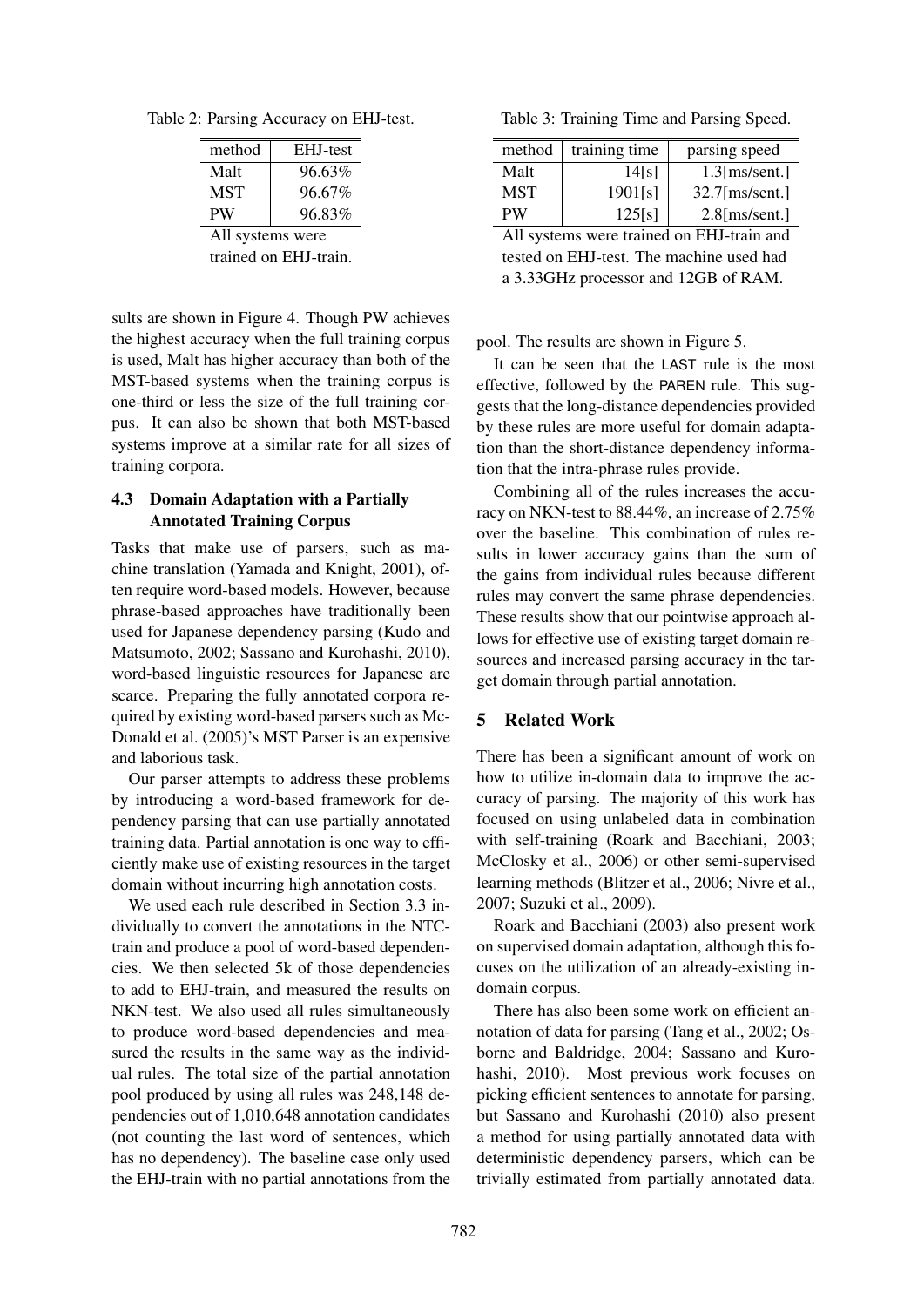Table 2: Parsing Accuracy on EHJ-test.

| method | EHJ-test |
|---|---|
| Malt | 96.63% |
| MST | 96.67% |
| PW | 96.83% |

All systems were trained on EHJ-train.

Table 3: Training Time and Parsing Speed.

| method | training time | parsing speed |
|---|---|---|
| Malt | 14[s] | 1.3[ms/sent.] |
| MST | 1901[s] | 32.7[ms/sent.] |
| PW | 125[s] | 2.8[ms/sent.] |

All systems were trained on EHJ-train and tested on EHJ-test. The machine used had a 3.33GHz processor and 12GB of RAM.

sults are shown in Figure 4. Though PW achieves the highest accuracy when the full training corpus is used, Malt has higher accuracy than both of the MST-based systems when the training corpus is one-third or less the size of the full training corpus. It can also be shown that both MST-based systems improve at a similar rate for all sizes of training corpora.

### 4.3 Domain Adaptation with a Partially Annotated Training Corpus

Tasks that make use of parsers, such as machine translation (Yamada and Knight, 2001), often require word-based models. However, because phrase-based approaches have traditionally been used for Japanese dependency parsing (Kudo and Matsumoto, 2002; Sassano and Kurohashi, 2010), word-based linguistic resources for Japanese are scarce. Preparing the fully annotated corpora required by existing word-based parsers such as McDonald et al. (2005)'s MST Parser is an expensive and laborious task.

Our parser attempts to address these problems by introducing a word-based framework for dependency parsing that can use partially annotated training data. Partial annotation is one way to efficiently make use of existing resources in the target domain without incurring high annotation costs.

We used each rule described in Section 3.3 individually to convert the annotations in the NTC-train and produce a pool of word-based dependencies. We then selected 5k of those dependencies to add to EHJ-train, and measured the results on NKN-test. We also used all rules simultaneously to produce word-based dependencies and measured the results in the same way as the individual rules. The total size of the partial annotation pool produced by using all rules was 248,148 dependencies out of 1,010,648 annotation candidates (not counting the last word of sentences, which has no dependency). The baseline case only used the EHJ-train with no partial annotations from the pool. The results are shown in Figure 5.

It can be seen that the LAST rule is the most effective, followed by the PAREN rule. This suggests that the long-distance dependencies provided by these rules are more useful for domain adaptation than the short-distance dependency information that the intra-phrase rules provide.

Combining all of the rules increases the accuracy on NKN-test to 88.44%, an increase of 2.75% over the baseline. This combination of rules results in lower accuracy gains than the sum of the gains from individual rules because different rules may convert the same phrase dependencies. These results show that our pointwise approach allows for effective use of existing target domain resources and increased parsing accuracy in the target domain through partial annotation.

## 5 Related Work

There has been a significant amount of work on how to utilize in-domain data to improve the accuracy of parsing. The majority of this work has focused on using unlabeled data in combination with self-training (Roark and Bacchiani, 2003; McClosky et al., 2006) or other semi-supervised learning methods (Blitzer et al., 2006; Nivre et al., 2007; Suzuki et al., 2009).

Roark and Bacchiani (2003) also present work on supervised domain adaptation, although this focuses on the utilization of an already-existing in-domain corpus.

There has also been some work on efficient annotation of data for parsing (Tang et al., 2002; Osborne and Baldridge, 2004; Sassano and Kurohashi, 2010). Most previous work focuses on picking efficient sentences to annotate for parsing, but Sassano and Kurohashi (2010) also present a method for using partially annotated data with deterministic dependency parsers, which can be trivially estimated from partially annotated data.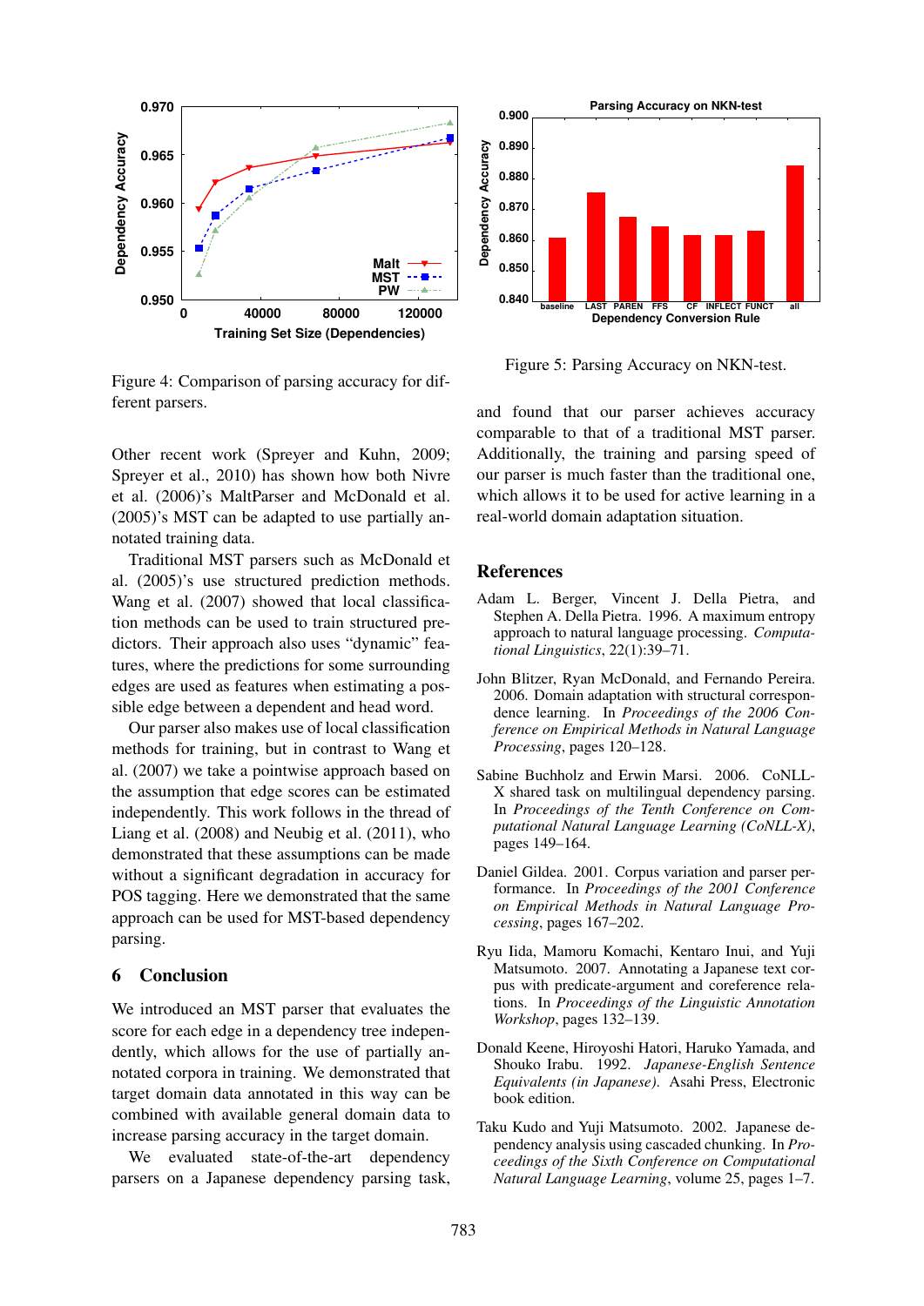Figure 4: Comparison of parsing accuracy for different parsers.

Other recent work (Spreyer and Kuhn, 2009; Spreyer et al., 2010) has shown how both Nivre et al. (2006)'s MaltParser and McDonald et al. (2005)'s MST can be adapted to use partially annotated training data.

Traditional MST parsers such as McDonald et al. (2005)'s use structured prediction methods. Wang et al. (2007) showed that local classification methods can be used to train structured predictors. Their approach also uses "dynamic" features, where the predictions for some surrounding edges are used as features when estimating a possible edge between a dependent and head word.

Our parser also makes use of local classification methods for training, but in contrast to Wang et al. (2007) we take a pointwise approach based on the assumption that edge scores can be estimated independently. This work follows in the thread of Liang et al. (2008) and Neubig et al. (2011), who demonstrated that these assumptions can be made without a significant degradation in accuracy for POS tagging. Here we demonstrated that the same approach can be used for MST-based dependency parsing.

## 6 Conclusion

We introduced an MST parser that evaluates the score for each edge in a dependency tree independently, which allows for the use of partially annotated corpora in training. We demonstrated that target domain data annotated in this way can be combined with available general domain data to increase parsing accuracy in the target domain.

We evaluated state-of-the-art dependency parsers on a Japanese dependency parsing task, and found that our parser achieves accuracy comparable to that of a traditional MST parser. Additionally, the training and parsing speed of our parser is much faster than the traditional one, which allows it to be used for active learning in a real-world domain adaptation situation.

Figure 5: Parsing Accuracy on NKN-test.

## References

Adam L. Berger, Vincent J. Della Pietra, and Stephen A. Della Pietra. 1996. A maximum entropy approach to natural language processing. *Computational Linguistics*, 22(1):39–71.

John Blitzer, Ryan McDonald, and Fernando Pereira. 2006. Domain adaptation with structural correspondence learning. In *Proceedings of the 2006 Conference on Empirical Methods in Natural Language Processing*, pages 120–128.

Sabine Buchholz and Erwin Marsi. 2006. CoNLL-X shared task on multilingual dependency parsing. In *Proceedings of the Tenth Conference on Computational Natural Language Learning (CoNLL-X)*, pages 149–164.

Daniel Gildea. 2001. Corpus variation and parser performance. In *Proceedings of the 2001 Conference on Empirical Methods in Natural Language Processing*, pages 167–202.

Ryu Iida, Mamoru Komachi, Kentaro Inui, and Yuji Matsumoto. 2007. Annotating a Japanese text corpus with predicate-argument and coreference relations. In *Proceedings of the Linguistic Annotation Workshop*, pages 132–139.

Donald Keene, Hiroyoshi Hatori, Haruko Yamada, and Shouko Irabu. 1992. *Japanese-English Sentence Equivalents (in Japanese)*. Asahi Press, Electronic book edition.

Taku Kudo and Yuji Matsumoto. 2002. Japanese dependency analysis using cascaded chunking. In *Proceedings of the Sixth Conference on Computational Natural Language Learning*, volume 25, pages 1–7.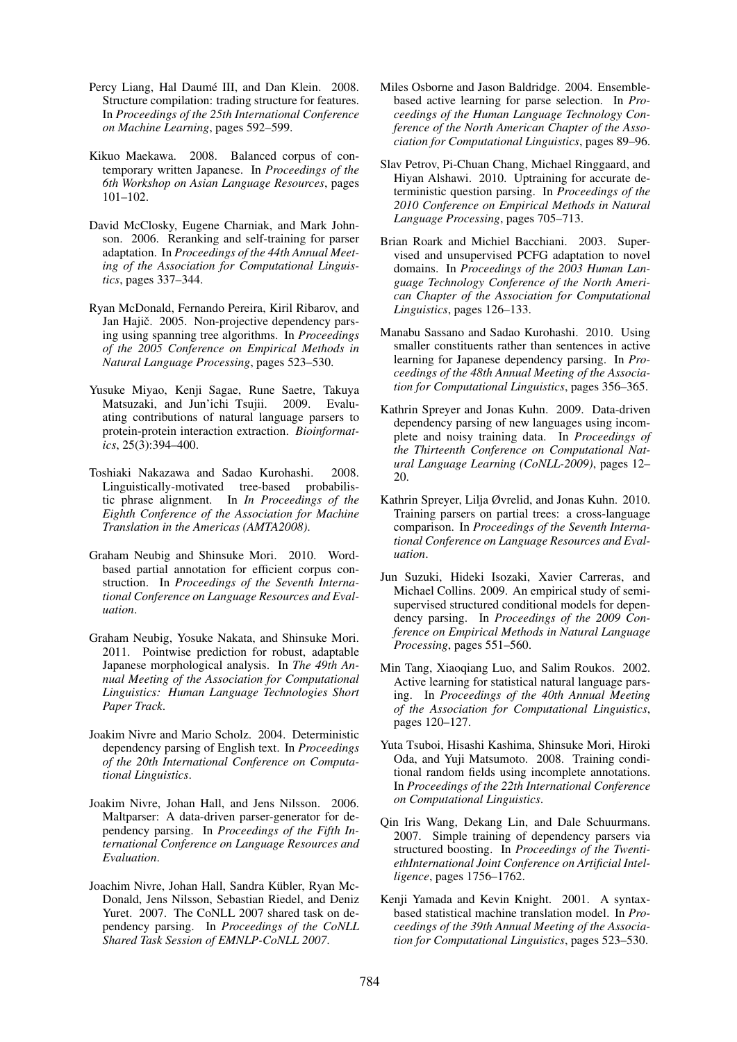Percy Liang, Hal Daumé III, and Dan Klein. 2008. Structure compilation: trading structure for features. In *Proceedings of the 25th International Conference on Machine Learning*, pages 592–599.

Kikuo Maekawa. 2008. Balanced corpus of contemporary written Japanese. In *Proceedings of the 6th Workshop on Asian Language Resources*, pages 101–102.

David McClosky, Eugene Charniak, and Mark Johnson. 2006. Reranking and self-training for parser adaptation. In *Proceedings of the 44th Annual Meeting of the Association for Computational Linguistics*, pages 337–344.

Ryan McDonald, Fernando Pereira, Kiril Ribarov, and Jan Hajič. 2005. Non-projective dependency parsing using spanning tree algorithms. In *Proceedings of the 2005 Conference on Empirical Methods in Natural Language Processing*, pages 523–530.

Yusuke Miyao, Kenji Sagae, Rune Saetre, Takuya Matsuzaki, and Jun'ichi Tsujii. 2009. Evaluating contributions of natural language parsers to protein-protein interaction extraction. *Bioinformatics*, 25(3):394–400.

Toshiaki Nakazawa and Sadao Kurohashi. 2008. Linguistically-motivated tree-based probabilistic phrase alignment. In *In Proceedings of the Eighth Conference of the Association for Machine Translation in the Americas (AMTA2008)*.

Graham Neubig and Shinsuke Mori. 2010. Word-based partial annotation for efficient corpus construction. In *Proceedings of the Seventh International Conference on Language Resources and Evaluation*.

Graham Neubig, Yosuke Nakata, and Shinsuke Mori. 2011. Pointwise prediction for robust, adaptable Japanese morphological analysis. In *The 49th Annual Meeting of the Association for Computational Linguistics: Human Language Technologies Short Paper Track*.

Joakim Nivre and Mario Scholz. 2004. Deterministic dependency parsing of English text. In *Proceedings of the 20th International Conference on Computational Linguistics*.

Joakim Nivre, Johan Hall, and Jens Nilsson. 2006. Maltparser: A data-driven parser-generator for dependency parsing. In *Proceedings of the Fifth International Conference on Language Resources and Evaluation*.

Joachim Nivre, Johan Hall, Sandra Kübler, Ryan McDonald, Jens Nilsson, Sebastian Riedel, and Deniz Yuret. 2007. The CoNLL 2007 shared task on dependency parsing. In *Proceedings of the CoNLL Shared Task Session of EMNLP-CoNLL 2007*.

Miles Osborne and Jason Baldridge. 2004. Ensemble-based active learning for parse selection. In *Proceedings of the Human Language Technology Conference of the North American Chapter of the Association for Computational Linguistics*, pages 89–96.

Slav Petrov, Pi-Chuan Chang, Michael Ringgaard, and Hiyan Alshawi. 2010. Uptraining for accurate deterministic question parsing. In *Proceedings of the 2010 Conference on Empirical Methods in Natural Language Processing*, pages 705–713.

Brian Roark and Michiel Bacchiani. 2003. Supervised and unsupervised PCFG adaptation to novel domains. In *Proceedings of the 2003 Human Language Technology Conference of the North American Chapter of the Association for Computational Linguistics*, pages 126–133.

Manabu Sassano and Sadao Kurohashi. 2010. Using smaller constituents rather than sentences in active learning for Japanese dependency parsing. In *Proceedings of the 48th Annual Meeting of the Association for Computational Linguistics*, pages 356–365.

Kathrin Spreyer and Jonas Kuhn. 2009. Data-driven dependency parsing of new languages using incomplete and noisy training data. In *Proceedings of the Thirteenth Conference on Computational Natural Language Learning (CoNLL-2009)*, pages 12–20.

Kathrin Spreyer, Lilja Øvrelid, and Jonas Kuhn. 2010. Training parsers on partial trees: a cross-language comparison. In *Proceedings of the Seventh International Conference on Language Resources and Evaluation*.

Jun Suzuki, Hideki Isozaki, Xavier Carreras, and Michael Collins. 2009. An empirical study of semi-supervised structured conditional models for dependency parsing. In *Proceedings of the 2009 Conference on Empirical Methods in Natural Language Processing*, pages 551–560.

Min Tang, Xiaoqiang Luo, and Salim Roukos. 2002. Active learning for statistical natural language parsing. In *Proceedings of the 40th Annual Meeting of the Association for Computational Linguistics*, pages 120–127.

Yuta Tsuboi, Hisashi Kashima, Shinsuke Mori, Hiroki Oda, and Yuji Matsumoto. 2008. Training conditional random fields using incomplete annotations. In *Proceedings of the 22th International Conference on Computational Linguistics*.

Qin Iris Wang, Dekang Lin, and Dale Schuurmans. 2007. Simple training of dependency parsers via structured boosting. In *Proceedings of the TwentiethInternational Joint Conference on Artificial Intelligence*, pages 1756–1762.

Kenji Yamada and Kevin Knight. 2001. A syntax-based statistical machine translation model. In *Proceedings of the 39th Annual Meeting of the Association for Computational Linguistics*, pages 523–530.